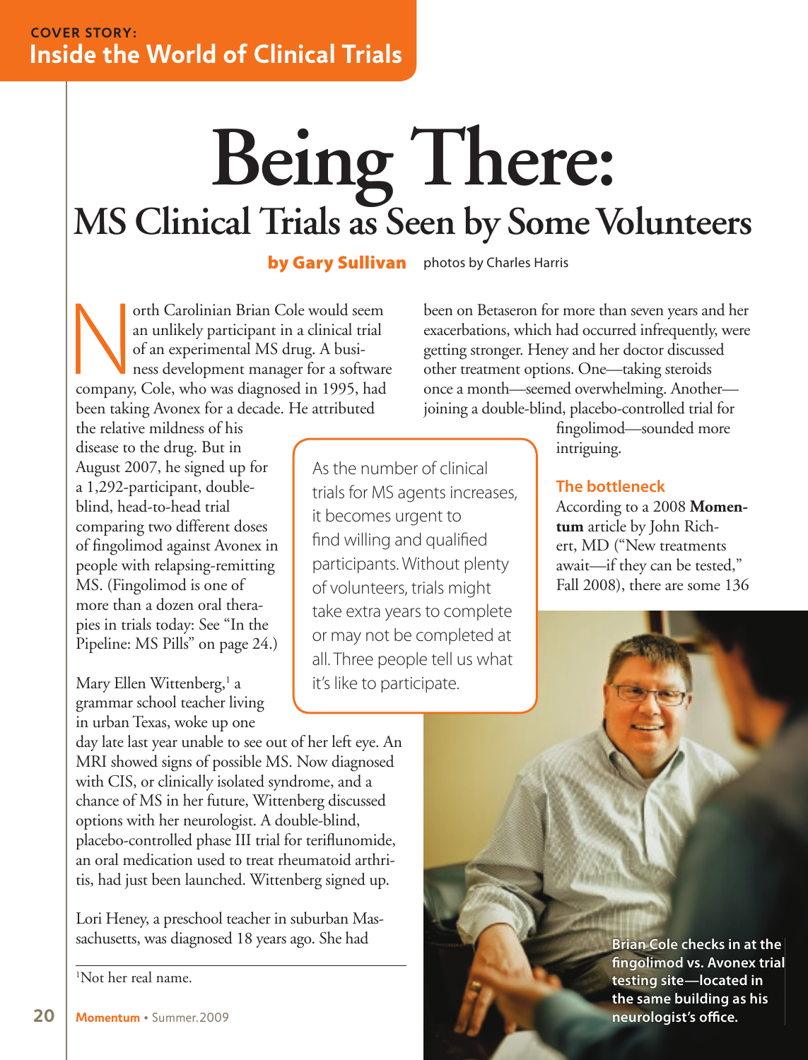COVER STORY:
**Inside the World of Clinical Trials**

# Being There:
## MS Clinical Trials as Seen by Some Volunteers

**by Gary Sullivan** photos by Charles Harris

North Carolinian Brian Cole would seem an unlikely participant in a clinical trial of an experimental MS drug. A business development manager for a software company, Cole, who was diagnosed in 1995, had been taking Avonex for a decade. He attributed the relative mildness of his disease to the drug. But in August 2007, he signed up for a 1,292-participant, double-blind, head-to-head trial comparing two different doses of fingolimod against Avonex in people with relapsing-remitting MS. (Fingolimod is one of more than a dozen oral therapies in trials today: See "In the Pipeline: MS Pills" on page 24.)

Mary Ellen Wittenberg,[1] a grammar school teacher living in urban Texas, woke up one day late last year unable to see out of her left eye. An MRI showed signs of possible MS. Now diagnosed with CIS, or clinically isolated syndrome, and a chance of MS in her future, Wittenberg discussed options with her neurologist. A double-blind, placebo-controlled phase III trial for teriflunomide, an oral medication used to treat rheumatoid arthritis, had just been launched. Wittenberg signed up.

Lori Heney, a preschool teacher in suburban Massachusetts, was diagnosed 18 years ago. She had been on Betaseron for more than seven years and her exacerbations, which had occurred infrequently, were getting stronger. Heney and her doctor discussed other treatment options. One—taking steroids once a month—seemed overwhelming. Another—joining a double-blind, placebo-controlled trial for fingolimod—sounded more intriguing.

> As the number of clinical trials for MS agents increases, it becomes urgent to find willing and qualified participants. Without plenty of volunteers, trials might take extra years to complete or may not be completed at all. Three people tell us what it's like to participate.

### The bottleneck

According to a 2008 **Momentum** article by John Richert, MD ("New treatments await—if they can be tested," Fall 2008), there are some 136

**Brian Cole checks in at the fingolimod vs. Avonex trial testing site—located in the same building as his neurologist's office.**

[1]Not her real name.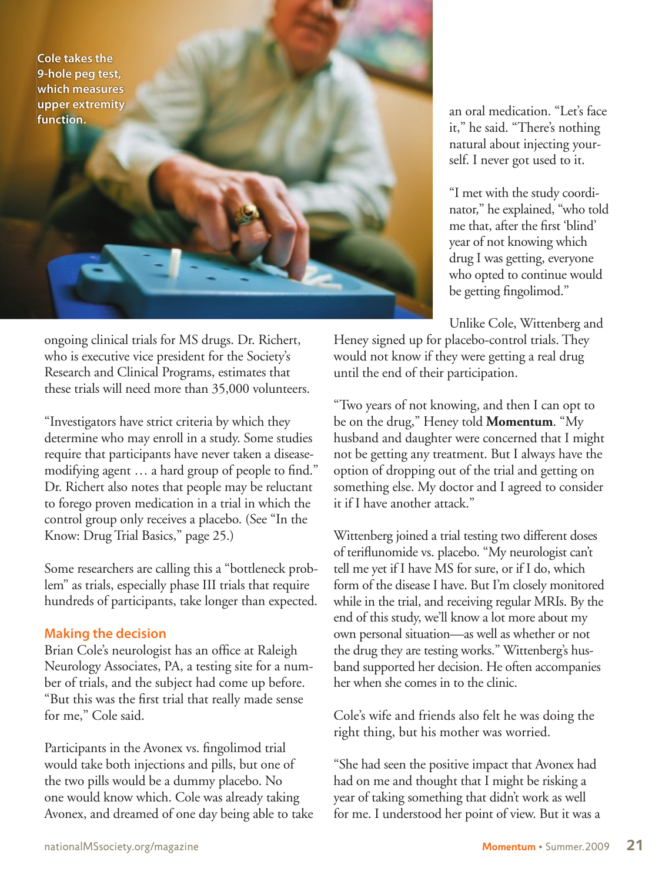Cole takes the 9-hole peg test, which measures upper extremity function.

ongoing clinical trials for MS drugs. Dr. Richert, who is executive vice president for the Society's Research and Clinical Programs, estimates that these trials will need more than 35,000 volunteers.

"Investigators have strict criteria by which they determine who may enroll in a study. Some studies require that participants have never taken a disease-modifying agent … a hard group of people to find." Dr. Richert also notes that people may be reluctant to forego proven medication in a trial in which the control group only receives a placebo. (See "In the Know: Drug Trial Basics," page 25.)

Some researchers are calling this a "bottleneck problem" as trials, especially phase III trials that require hundreds of participants, take longer than expected.

## Making the decision

Brian Cole's neurologist has an office at Raleigh Neurology Associates, PA, a testing site for a number of trials, and the subject had come up before. "But this was the first trial that really made sense for me," Cole said.

Participants in the Avonex vs. fingolimod trial would take both injections and pills, but one of the two pills would be a dummy placebo. No one would know which. Cole was already taking Avonex, and dreamed of one day being able to take an oral medication. "Let's face it," he said. "There's nothing natural about injecting yourself. I never got used to it.

"I met with the study coordinator," he explained, "who told me that, after the first 'blind' year of not knowing which drug I was getting, everyone who opted to continue would be getting fingolimod."

Unlike Cole, Wittenberg and Heney signed up for placebo-control trials. They would not know if they were getting a real drug until the end of their participation.

"Two years of not knowing, and then I can opt to be on the drug," Heney told **Momentum**. "My husband and daughter were concerned that I might not be getting any treatment. But I always have the option of dropping out of the trial and getting on something else. My doctor and I agreed to consider it if I have another attack."

Wittenberg joined a trial testing two different doses of teriflunomide vs. placebo. "My neurologist can't tell me yet if I have MS for sure, or if I do, which form of the disease I have. But I'm closely monitored while in the trial, and receiving regular MRIs. By the end of this study, we'll know a lot more about my own personal situation—as well as whether or not the drug they are testing works." Wittenberg's husband supported her decision. He often accompanies her when she comes in to the clinic.

Cole's wife and friends also felt he was doing the right thing, but his mother was worried.

"She had seen the positive impact that Avonex had had on me and thought that I might be risking a year of taking something that didn't work as well for me. I understood her point of view. But it was a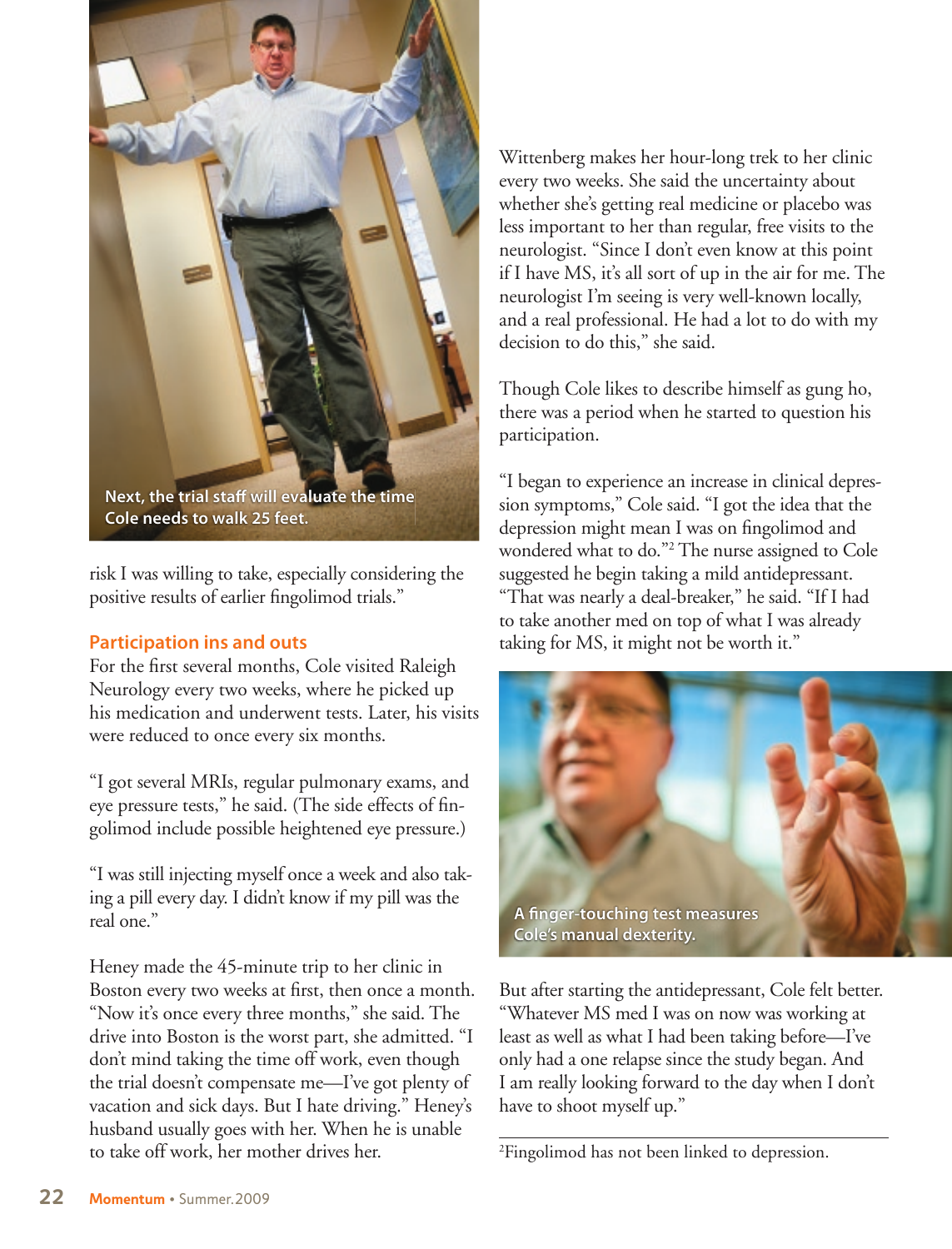Next, the trial staff will evaluate the time Cole needs to walk 25 feet.

risk I was willing to take, especially considering the positive results of earlier fingolimod trials."

## Participation ins and outs

For the first several months, Cole visited Raleigh Neurology every two weeks, where he picked up his medication and underwent tests. Later, his visits were reduced to once every six months.

"I got several MRIs, regular pulmonary exams, and eye pressure tests," he said. (The side effects of fingolimod include possible heightened eye pressure.)

"I was still injecting myself once a week and also taking a pill every day. I didn't know if my pill was the real one."

Heney made the 45-minute trip to her clinic in Boston every two weeks at first, then once a month. "Now it's once every three months," she said. The drive into Boston is the worst part, she admitted. "I don't mind taking the time off work, even though the trial doesn't compensate me—I've got plenty of vacation and sick days. But I hate driving." Heney's husband usually goes with her. When he is unable to take off work, her mother drives her.

Wittenberg makes her hour-long trek to her clinic every two weeks. She said the uncertainty about whether she's getting real medicine or placebo was less important to her than regular, free visits to the neurologist. "Since I don't even know at this point if I have MS, it's all sort of up in the air for me. The neurologist I'm seeing is very well-known locally, and a real professional. He had a lot to do with my decision to do this," she said.

Though Cole likes to describe himself as gung ho, there was a period when he started to question his participation.

"I began to experience an increase in clinical depression symptoms," Cole said. "I got the idea that the depression might mean I was on fingolimod and wondered what to do."[2] The nurse assigned to Cole suggested he begin taking a mild antidepressant. "That was nearly a deal-breaker," he said. "If I had to take another med on top of what I was already taking for MS, it might not be worth it."

A finger-touching test measures Cole's manual dexterity.

But after starting the antidepressant, Cole felt better. "Whatever MS med I was on now was working at least as well as what I had been taking before—I've only had a one relapse since the study began. And I am really looking forward to the day when I don't have to shoot myself up."

[2]Fingolimod has not been linked to depression.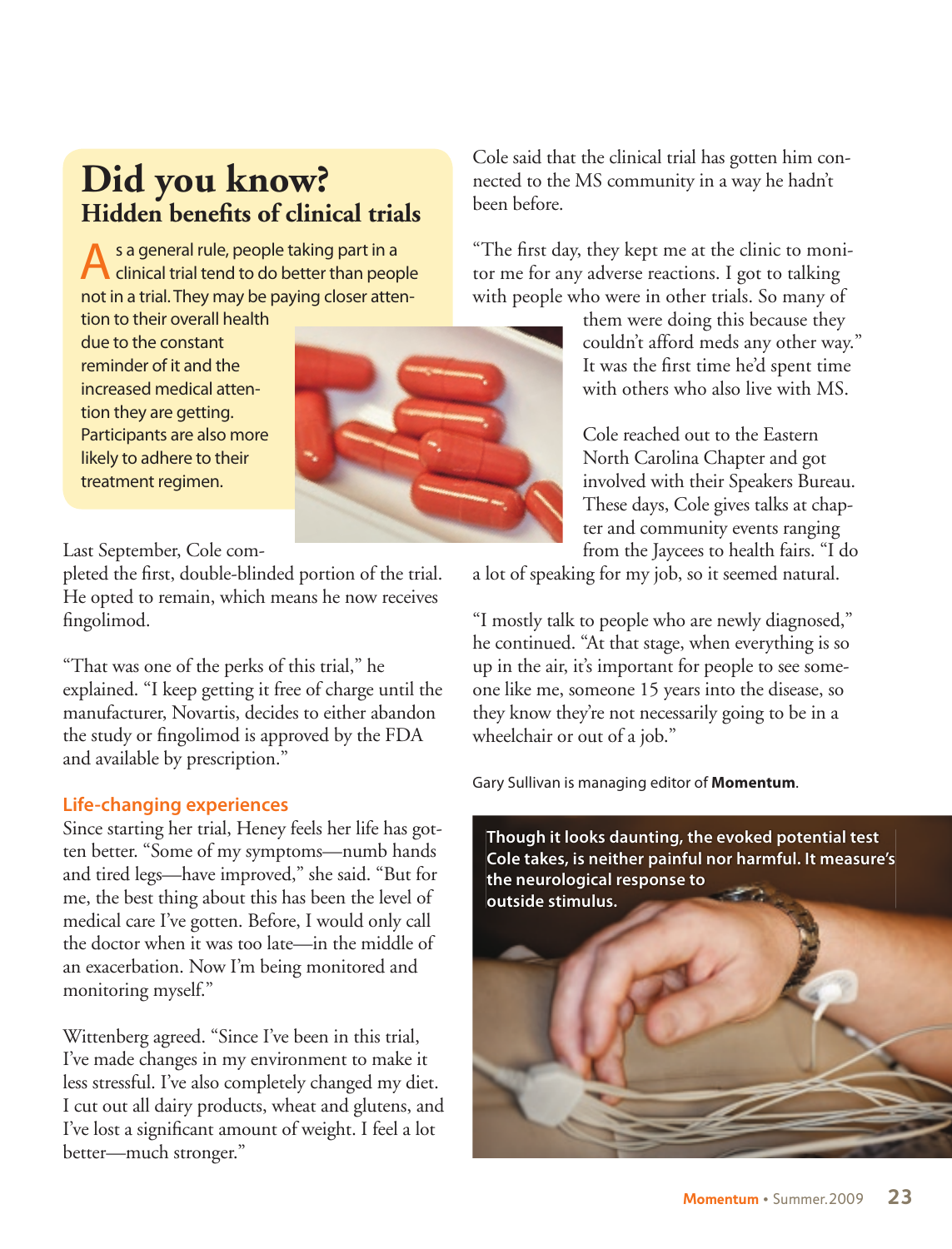## Did you know?
### Hidden benefits of clinical trials

As a general rule, people taking part in a clinical trial tend to do better than people not in a trial. They may be paying closer attention to their overall health due to the constant reminder of it and the increased medical attention they are getting. Participants are also more likely to adhere to their treatment regimen.

Last September, Cole completed the first, double-blinded portion of the trial. He opted to remain, which means he now receives fingolimod.

"That was one of the perks of this trial," he explained. "I keep getting it free of charge until the manufacturer, Novartis, decides to either abandon the study or fingolimod is approved by the FDA and available by prescription."

### Life-changing experiences

Since starting her trial, Heney feels her life has gotten better. "Some of my symptoms—numb hands and tired legs—have improved," she said. "But for me, the best thing about this has been the level of medical care I've gotten. Before, I would only call the doctor when it was too late—in the middle of an exacerbation. Now I'm being monitored and monitoring myself."

Wittenberg agreed. "Since I've been in this trial, I've made changes in my environment to make it less stressful. I've also completely changed my diet. I cut out all dairy products, wheat and glutens, and I've lost a significant amount of weight. I feel a lot better—much stronger."

Cole said that the clinical trial has gotten him connected to the MS community in a way he hadn't been before.

"The first day, they kept me at the clinic to monitor me for any adverse reactions. I got to talking with people who were in other trials. So many of them were doing this because they couldn't afford meds any other way." It was the first time he'd spent time with others who also live with MS.

Cole reached out to the Eastern North Carolina Chapter and got involved with their Speakers Bureau. These days, Cole gives talks at chapter and community events ranging from the Jaycees to health fairs. "I do a lot of speaking for my job, so it seemed natural.

"I mostly talk to people who are newly diagnosed," he continued. "At that stage, when everything is so up in the air, it's important for people to see someone like me, someone 15 years into the disease, so they know they're not necessarily going to be in a wheelchair or out of a job."

Gary Sullivan is managing editor of **Momentum**.

**Though it looks daunting, the evoked potential test Cole takes, is neither painful nor harmful. It measure's the neurological response to outside stimulus.**